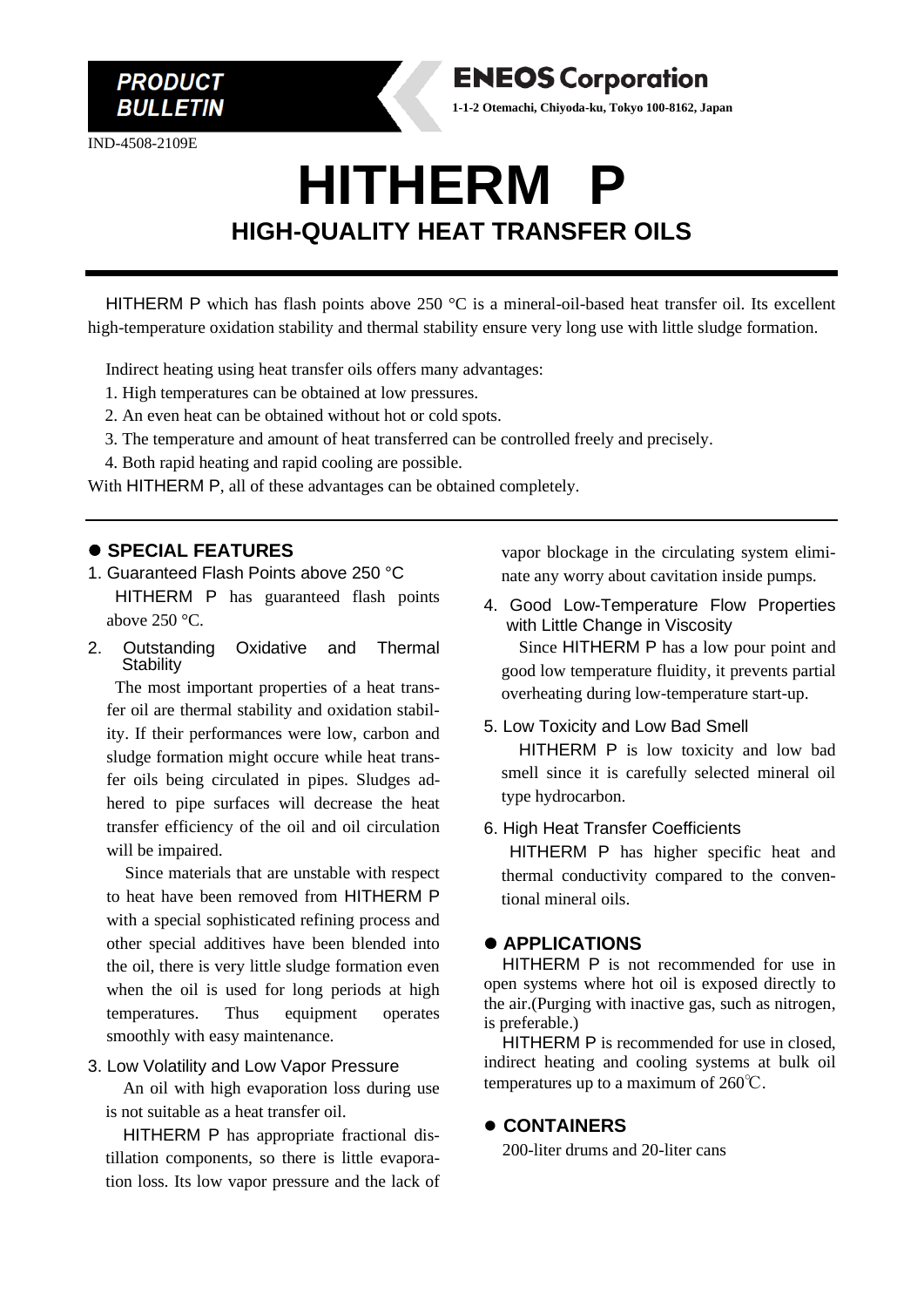**PRODUCT BULLETIN**

**ENEOS Corporation**

**1-1-2 Otemachi, Chiyoda-ku, Tokyo 100-8162, Japan**

IND-4508-2109E

# HITHERM P

## HIGH-QUALITY HEAT TRANSFER OILS

HITHERM P which has flash points above 250 °C is a mineral-oil-based heat transfer oil. Its excellent high-temperature oxidation stability and thermal stability ensure very long use with little sludge formation.

Indirect heating using heat transfer oils offers many advantages:

1. High temperatures can be obtained at low pressures.
2. An even heat can be obtained without hot or cold spots.
3. The temperature and amount of heat transferred can be controlled freely and precisely.
4. Both rapid heating and rapid cooling are possible.

With HITHERM P, all of these advantages can be obtained completely.

## ● SPECIAL FEATURES

### 1. Guaranteed Flash Points above 250 °C

HITHERM P has guaranteed flash points above 250 °C.

### 2. Outstanding Oxidative and Thermal Stability

The most important properties of a heat transfer oil are thermal stability and oxidation stability. If their performances were low, carbon and sludge formation might occure while heat transfer oils being circulated in pipes. Sludges adhered to pipe surfaces will decrease the heat transfer efficiency of the oil and oil circulation will be impaired.

Since materials that are unstable with respect to heat have been removed from HITHERM P with a special sophisticated refining process and other special additives have been blended into the oil, there is very little sludge formation even when the oil is used for long periods at high temperatures. Thus equipment operates smoothly with easy maintenance.

### 3. Low Volatility and Low Vapor Pressure

An oil with high evaporation loss during use is not suitable as a heat transfer oil.

HITHERM P has appropriate fractional distillation components, so there is little evaporation loss. Its low vapor pressure and the lack of vapor blockage in the circulating system eliminate any worry about cavitation inside pumps.

### 4. Good Low-Temperature Flow Properties with Little Change in Viscosity

Since HITHERM P has a low pour point and good low temperature fluidity, it prevents partial overheating during low-temperature start-up.

### 5. Low Toxicity and Low Bad Smell

HITHERM P is low toxicity and low bad smell since it is carefully selected mineral oil type hydrocarbon.

### 6. High Heat Transfer Coefficients

HITHERM P has higher specific heat and thermal conductivity compared to the conventional mineral oils.

## ● APPLICATIONS

HITHERM P is not recommended for use in open systems where hot oil is exposed directly to the air.(Purging with inactive gas, such as nitrogen, is preferable.)

HITHERM P is recommended for use in closed, indirect heating and cooling systems at bulk oil temperatures up to a maximum of 260℃.

## ● CONTAINERS

200-liter drums and 20-liter cans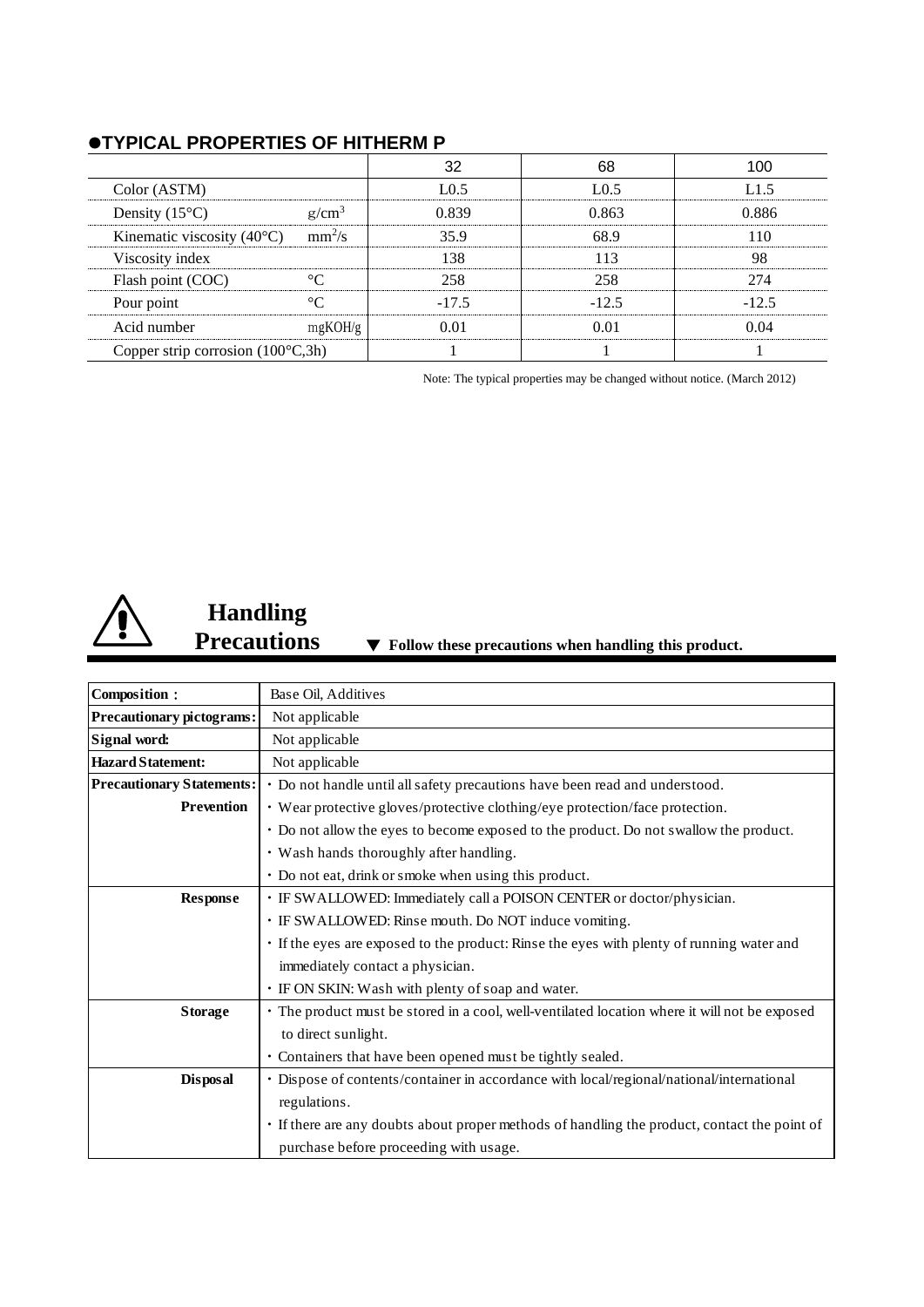## ●TYPICAL PROPERTIES OF HITHERM P

| | | 32 | 68 | 100 |
|---|---|---|---|---|
| Color (ASTM) | | L0.5 | L0.5 | L1.5 |
| Density (15°C) | $g/cm^3$ | 0.839 | 0.863 | 0.886 |
| Kinematic viscosity (40°C) | $mm^2/s$ | 35.9 | 68.9 | 110 |
| Viscosity index | | 138 | 113 | 98 |
| Flash point (COC) | °C | 258 | 258 | 274 |
| Pour point | °C | -17.5 | -12.5 | -12.5 |
| Acid number | mgKOH/g | 0.01 | 0.01 | 0.04 |
| Copper strip corrosion (100°C,3h) | | 1 | 1 | 1 |

Note: The typical properties may be changed without notice. (March 2012)

## Handling Precautions

▼ **Follow these precautions when handling this product.**

| | |
|---|---|
| **Composition：** | Base Oil, Additives |
| **Precautionary pictograms:** | Not applicable |
| **Signal word:** | Not applicable |
| **Hazard Statement:** | Not applicable |
| **Precautionary Statements:** | ・Do not handle until all safety precautions have been read and understood. |
| **Prevention** | ・Wear protective gloves/protective clothing/eye protection/face protection.<br>・Do not allow the eyes to become exposed to the product. Do not swallow the product.<br>・Wash hands thoroughly after handling.<br>・Do not eat, drink or smoke when using this product. |
| **Response** | ・IF SWALLOWED: Immediately call a POISON CENTER or doctor/physician.<br>・IF SWALLOWED: Rinse mouth. Do NOT induce vomiting.<br>・If the eyes are exposed to the product: Rinse the eyes with plenty of running water and immediately contact a physician.<br>・IF ON SKIN: Wash with plenty of soap and water. |
| **Storage** | ・The product must be stored in a cool, well-ventilated location where it will not be exposed to direct sunlight.<br>・Containers that have been opened must be tightly sealed. |
| **Disposal** | ・Dispose of contents/container in accordance with local/regional/national/international regulations.<br>・If there are any doubts about proper methods of handling the product, contact the point of purchase before proceeding with usage. |